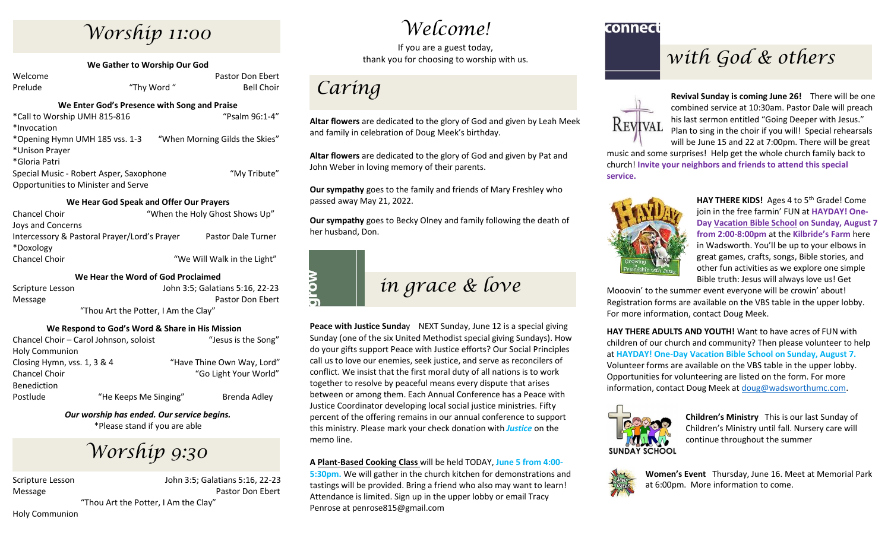# Worship 11:00

### We Gather to Worship Our God

| | | |
|---|---|---|
| Welcome | | Pastor Don Ebert |
| Prelude | "Thy Word " | Bell Choir |

### We Enter God's Presence with Song and Praise

| | |
|---|---|
| *Call to Worship UMH 815-816 | "Psalm 96:1-4" |
| *Invocation | |
| *Opening Hymn UMH 185 vss. 1-3 | "When Morning Gilds the Skies" |
| *Unison Prayer | |
| *Gloria Patri | |
| Special Music - Robert Asper, Saxophone | "My Tribute" |
| Opportunities to Minister and Serve | |

### We Hear God Speak and Offer Our Prayers

| | |
|---|---|
| Chancel Choir | "When the Holy Ghost Shows Up" |
| Joys and Concerns | |
| Intercessory & Pastoral Prayer/Lord's Prayer | Pastor Dale Turner |
| *Doxology | |
| Chancel Choir | "We Will Walk in the Light" |

### We Hear the Word of God Proclaimed

| | |
|---|---|
| Scripture Lesson | John 3:5; Galatians 5:16, 22-23 |
| Message | Pastor Don Ebert |

"Thou Art the Potter, I Am the Clay"

### We Respond to God's Word & Share in His Mission

| | | |
|---|---|---|
| Chancel Choir – Carol Johnson, soloist | | "Jesus is the Song" |
| Holy Communion | | |
| Closing Hymn, vss. 1, 3 & 4 | | "Have Thine Own Way, Lord" |
| Chancel Choir | | "Go Light Your World" |
| Benediction | | |
| Postlude | "He Keeps Me Singing" | Brenda Adley |

***Our worship has ended. Our service begins.***

*Please stand if you are able

# Worship 9:30

| | |
|---|---|
| Scripture Lesson | John 3:5; Galatians 5:16, 22-23 |
| Message | Pastor Don Ebert |

"Thou Art the Potter, I Am the Clay"

Holy Communion

# Welcome!

If you are a guest today,
thank you for choosing to worship with us.

# Caring

**Altar flowers** are dedicated to the glory of God and given by Leah Meek and family in celebration of Doug Meek's birthday.

**Altar flowers** are dedicated to the glory of God and given by Pat and John Weber in loving memory of their parents.

**Our sympathy** goes to the family and friends of Mary Freshley who passed away May 21, 2022.

**Our sympathy** goes to Becky Olney and family following the death of her husband, Don.

# grow in grace & love

**Peace with Justice Sunday** NEXT Sunday, June 12 is a special giving Sunday (one of the six United Methodist special giving Sundays). How do your gifts support Peace with Justice efforts? Our Social Principles call us to love our enemies, seek justice, and serve as reconcilers of conflict. We insist that the first moral duty of all nations is to work together to resolve by peaceful means every dispute that arises between or among them. Each Annual Conference has a Peace with Justice Coordinator developing local social justice ministries. Fifty percent of the offering remains in our annual conference to support this ministry. Please mark your check donation with ***Justice*** on the memo line.

A **Plant-Based Cooking Class** will be held TODAY, **June 5 from 4:00-5:30pm.** We will gather in the church kitchen for demonstrations and tastings will be provided. Bring a friend who also may want to learn! Attendance is limited. Sign up in the upper lobby or email Tracy Penrose at penrose815@gmail.com

# connect with God & others

**Revival Sunday is coming June 26!** There will be one combined service at 10:30am. Pastor Dale will preach his last sermon entitled "Going Deeper with Jesus." Plan to sing in the choir if you will! Special rehearsals will be June 15 and 22 at 7:00pm. There will be great music and some surprises! Help get the whole church family back to church! **Invite your neighbors and friends to attend this special service.**

**HAY THERE KIDS!** Ages 4 to 5th Grade! Come join in the free farmin' FUN at **HAYDAY! One-Day Vacation Bible School on Sunday, August 7 from 2:00-8:00pm** at the **Kilbride's Farm** here in Wadsworth. You'll be up to your elbows in great games, crafts, songs, Bible stories, and other fun activities as we explore one simple Bible truth: Jesus will always love us! Get Mooovin' to the summer event everyone will be crowin' about! Registration forms are available on the VBS table in the upper lobby. For more information, contact Doug Meek.

**HAY THERE ADULTS AND YOUTH!** Want to have acres of FUN with children of our church and community? Then please volunteer to help at **HAYDAY! One-Day Vacation Bible School on Sunday, August 7.** Volunteer forms are available on the VBS table in the upper lobby. Opportunities for volunteering are listed on the form. For more information, contact Doug Meek at doug@wadsworthumc.com.

**Children's Ministry** This is our last Sunday of Children's Ministry until fall. Nursery care will continue throughout the summer

**Women's Event** Thursday, June 16. Meet at Memorial Park at 6:00pm. More information to come.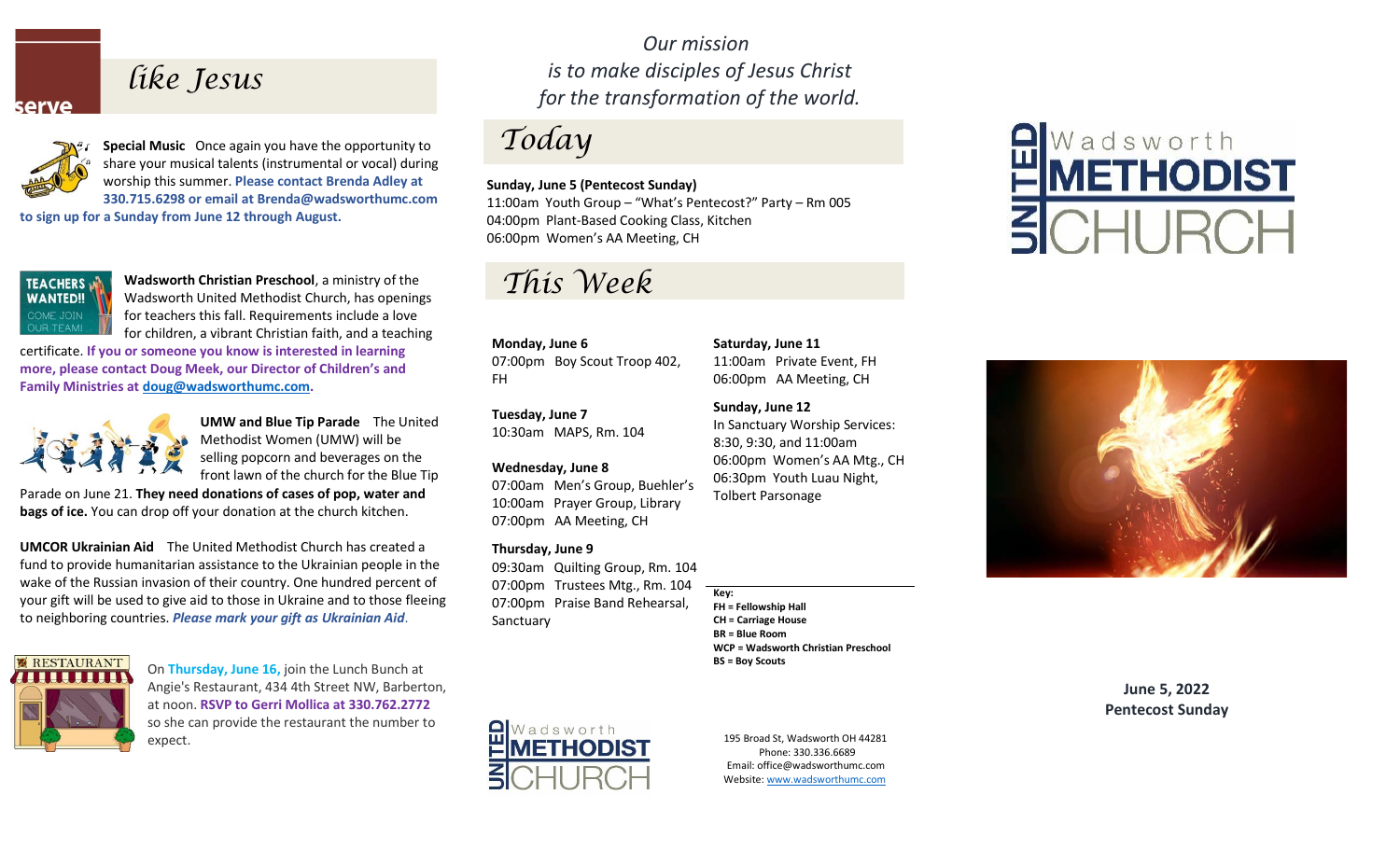serve

## *like Jesus*

**Special Music** Once again you have the opportunity to share your musical talents (instrumental or vocal) during worship this summer. **Please contact Brenda Adley at 330.715.6298 or email at Brenda@wadsworthumc.com to sign up for a Sunday from June 12 through August.**

**Wadsworth Christian Preschool**, a ministry of the Wadsworth United Methodist Church, has openings for teachers this fall. Requirements include a love for children, a vibrant Christian faith, and a teaching certificate. **If you or someone you know is interested in learning more, please contact Doug Meek, our Director of Children's and Family Ministries at doug@wadsworthumc.com.**

**UMW and Blue Tip Parade** The United Methodist Women (UMW) will be selling popcorn and beverages on the front lawn of the church for the Blue Tip Parade on June 21. **They need donations of cases of pop, water and bags of ice.** You can drop off your donation at the church kitchen.

**UMCOR Ukrainian Aid** The United Methodist Church has created a fund to provide humanitarian assistance to the Ukrainian people in the wake of the Russian invasion of their country. One hundred percent of your gift will be used to give aid to those in Ukraine and to those fleeing to neighboring countries. ***Please mark your gift as Ukrainian Aid***.

On **Thursday, June 16,** join the Lunch Bunch at Angie's Restaurant, 434 4th Street NW, Barberton, at noon. **RSVP to Gerri Mollica at 330.762.2772** so she can provide the restaurant the number to expect.

*Our mission is to make disciples of Jesus Christ for the transformation of the world.*

## *Today*

**Sunday, June 5 (Pentecost Sunday)**
11:00am Youth Group – "What's Pentecost?" Party – Rm 005
04:00pm Plant-Based Cooking Class, Kitchen
06:00pm Women's AA Meeting, CH

## *This Week*

**Monday, June 6**
07:00pm Boy Scout Troop 402, FH

**Tuesday, June 7**
10:30am MAPS, Rm. 104

**Wednesday, June 8**
07:00am Men's Group, Buehler's
10:00am Prayer Group, Library
07:00pm AA Meeting, CH

**Thursday, June 9**
09:30am Quilting Group, Rm. 104
07:00pm Trustees Mtg., Rm. 104
07:00pm Praise Band Rehearsal, Sanctuary

**Saturday, June 11**
11:00am Private Event, FH
06:00pm AA Meeting, CH

**Sunday, June 12**
In Sanctuary Worship Services: 8:30, 9:30, and 11:00am
06:00pm Women's AA Mtg., CH
06:30pm Youth Luau Night, Tolbert Parsonage

**Key:**
**FH = Fellowship Hall**
**CH = Carriage House**
**BR = Blue Room**
**WCP = Wadsworth Christian Preschool**
**BS = Boy Scouts**

195 Broad St, Wadsworth OH 44281
Phone: 330.336.6689
Email: office@wadsworthumc.com
Website: www.wadsworthumc.com

# Wadsworth UNITED METHODIST CHURCH

**June 5, 2022**
**Pentecost Sunday**